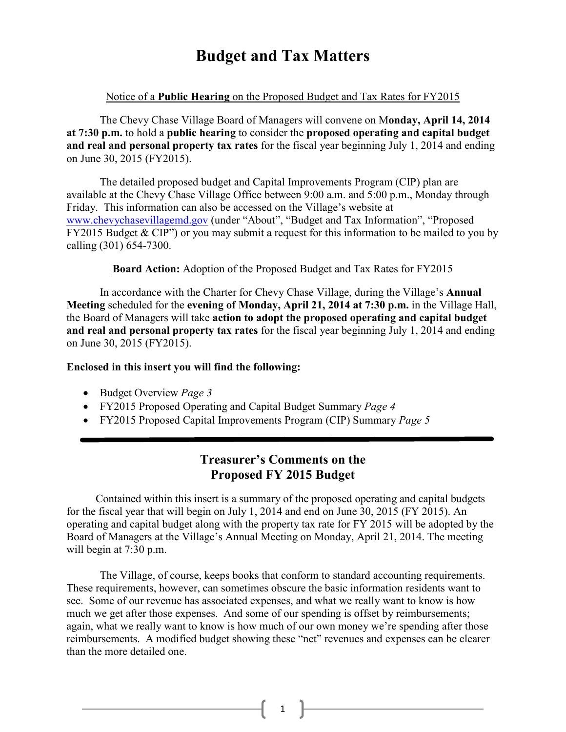# Budget and Tax Matters

Notice of a **Public Hearing** on the Proposed Budget and Tax Rates for FY2015

The Chevy Chase Village Board of Managers will convene on M**onday, April 14, 2014 at 7:30 p.m.** to hold a **public hearing** to consider the **proposed operating and capital budget and real and personal property tax rates** for the fiscal year beginning July 1, 2014 and ending on June 30, 2015 (FY2015).

The detailed proposed budget and Capital Improvements Program (CIP) plan are available at the Chevy Chase Village Office between 9:00 a.m. and 5:00 p.m., Monday through Friday. This information can also be accessed on the Village's website at www.chevychasevillagemd.gov (under "About", "Budget and Tax Information", "Proposed FY2015 Budget & CIP") or you may submit a request for this information to be mailed to you by calling (301) 654-7300.

**Board Action:** Adoption of the Proposed Budget and Tax Rates for FY2015

In accordance with the Charter for Chevy Chase Village, during the Village's **Annual Meeting** scheduled for the **evening of Monday, April 21, 2014 at 7:30 p.m.** in the Village Hall, the Board of Managers will take **action to adopt the proposed operating and capital budget and real and personal property tax rates** for the fiscal year beginning July 1, 2014 and ending on June 30, 2015 (FY2015).

**Enclosed in this insert you will find the following:**

- Budget Overview *Page 3*
- FY2015 Proposed Operating and Capital Budget Summary *Page 4*
- FY2015 Proposed Capital Improvements Program (CIP) Summary *Page 5*

---

## Treasurer's Comments on the Proposed FY 2015 Budget

Contained within this insert is a summary of the proposed operating and capital budgets for the fiscal year that will begin on July 1, 2014 and end on June 30, 2015 (FY 2015). An operating and capital budget along with the property tax rate for FY 2015 will be adopted by the Board of Managers at the Village's Annual Meeting on Monday, April 21, 2014. The meeting will begin at 7:30 p.m.

The Village, of course, keeps books that conform to standard accounting requirements. These requirements, however, can sometimes obscure the basic information residents want to see. Some of our revenue has associated expenses, and what we really want to know is how much we get after those expenses. And some of our spending is offset by reimbursements; again, what we really want to know is how much of our own money we're spending after those reimbursements. A modified budget showing these "net" revenues and expenses can be clearer than the more detailed one.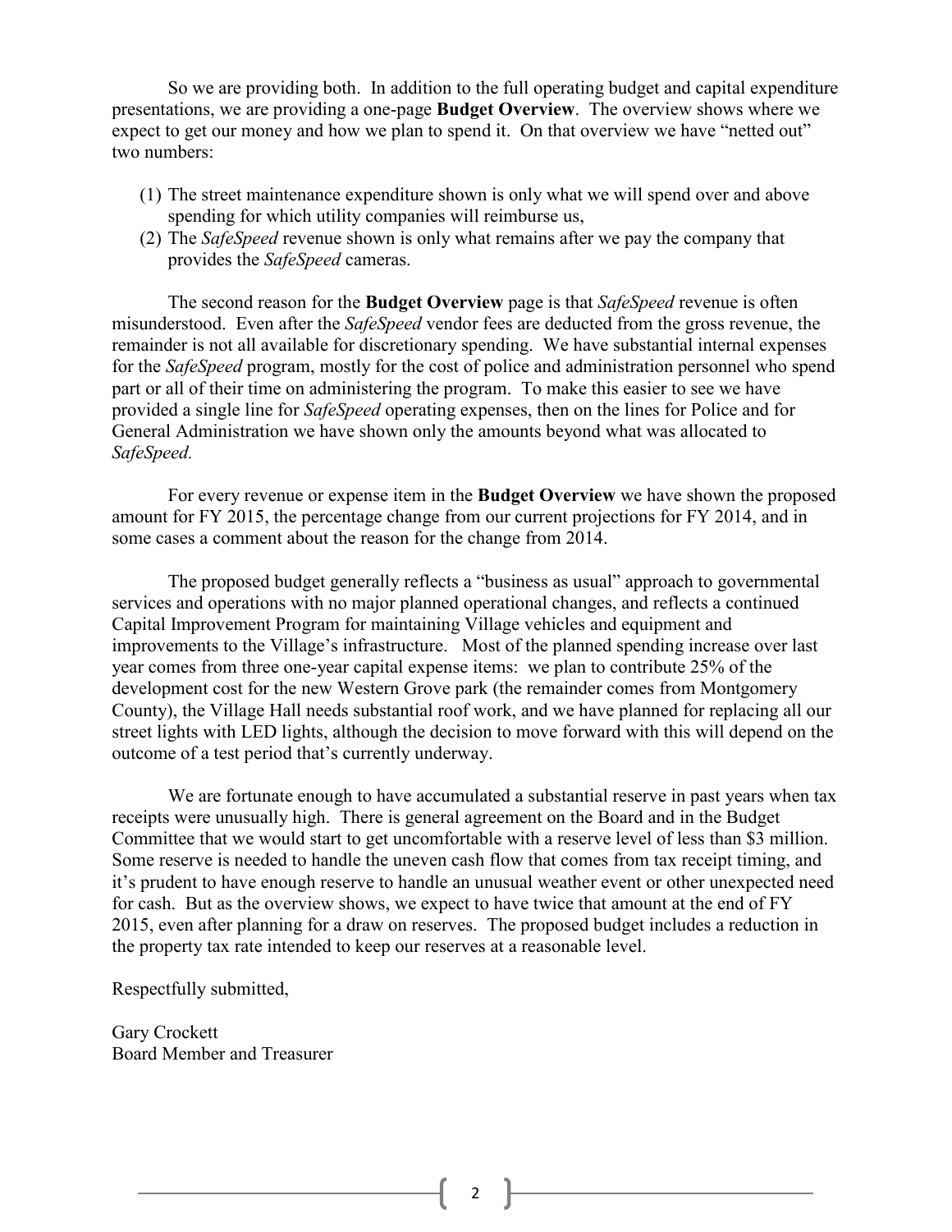So we are providing both. In addition to the full operating budget and capital expenditure presentations, we are providing a one-page **Budget Overview**. The overview shows where we expect to get our money and how we plan to spend it. On that overview we have "netted out" two numbers:

(1) The street maintenance expenditure shown is only what we will spend over and above spending for which utility companies will reimburse us,
(2) The *SafeSpeed* revenue shown is only what remains after we pay the company that provides the *SafeSpeed* cameras.

The second reason for the **Budget Overview** page is that *SafeSpeed* revenue is often misunderstood. Even after the *SafeSpeed* vendor fees are deducted from the gross revenue, the remainder is not all available for discretionary spending. We have substantial internal expenses for the *SafeSpeed* program, mostly for the cost of police and administration personnel who spend part or all of their time on administering the program. To make this easier to see we have provided a single line for *SafeSpeed* operating expenses, then on the lines for Police and for General Administration we have shown only the amounts beyond what was allocated to *SafeSpeed.*

For every revenue or expense item in the **Budget Overview** we have shown the proposed amount for FY 2015, the percentage change from our current projections for FY 2014, and in some cases a comment about the reason for the change from 2014.

The proposed budget generally reflects a "business as usual" approach to governmental services and operations with no major planned operational changes, and reflects a continued Capital Improvement Program for maintaining Village vehicles and equipment and improvements to the Village's infrastructure. Most of the planned spending increase over last year comes from three one-year capital expense items: we plan to contribute 25% of the development cost for the new Western Grove park (the remainder comes from Montgomery County), the Village Hall needs substantial roof work, and we have planned for replacing all our street lights with LED lights, although the decision to move forward with this will depend on the outcome of a test period that's currently underway.

We are fortunate enough to have accumulated a substantial reserve in past years when tax receipts were unusually high. There is general agreement on the Board and in the Budget Committee that we would start to get uncomfortable with a reserve level of less than $3 million. Some reserve is needed to handle the uneven cash flow that comes from tax receipt timing, and it's prudent to have enough reserve to handle an unusual weather event or other unexpected need for cash. But as the overview shows, we expect to have twice that amount at the end of FY 2015, even after planning for a draw on reserves. The proposed budget includes a reduction in the property tax rate intended to keep our reserves at a reasonable level.

Respectfully submitted,

Gary Crockett
Board Member and Treasurer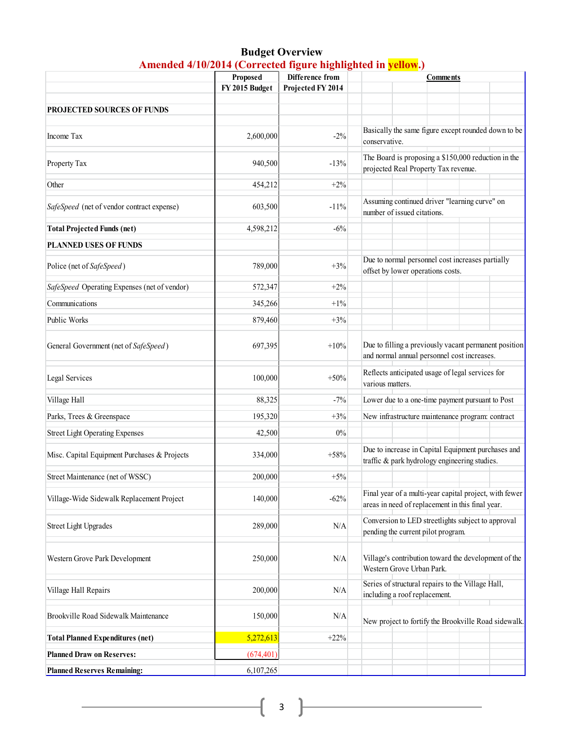# Budget Overview

**Amended 4/10/2014 (Corrected figure highlighted in yellow.)**

| | Proposed FY 2015 Budget | Difference from Projected FY 2014 | Comments |
|---|---|---|---|
| **PROJECTED SOURCES OF FUNDS** | | | |
| Income Tax | 2,600,000 | -2% | Basically the same figure except rounded down to be conservative. |
| Property Tax | 940,500 | -13% | The Board is proposing a $150,000 reduction in the projected Real Property Tax revenue. |
| Other | 454,212 | +2% | |
| *SafeSpeed* (net of vendor contract expense) | 603,500 | -11% | Assuming continued driver "learning curve" on number of issued citations. |
| **Total Projected Funds (net)** | 4,598,212 | -6% | |
| **PLANNED USES OF FUNDS** | | | |
| Police (net of *SafeSpeed*) | 789,000 | +3% | Due to normal personnel cost increases partially offset by lower operations costs. |
| *SafeSpeed* Operating Expenses (net of vendor) | 572,347 | +2% | |
| Communications | 345,266 | +1% | |
| Public Works | 879,460 | +3% | |
| General Government (net of *SafeSpeed*) | 697,395 | +10% | Due to filling a previously vacant permanent position and normal annual personnel cost increases. |
| Legal Services | 100,000 | +50% | Reflects anticipated usage of legal services for various matters. |
| Village Hall | 88,325 | -7% | Lower due to a one-time payment pursuant to Post |
| Parks, Trees & Greenspace | 195,320 | +3% | New infrastructure maintenance program: contract |
| Street Light Operating Expenses | 42,500 | 0% | |
| Misc. Capital Equipment Purchases & Projects | 334,000 | +58% | Due to increase in Capital Equipment purchases and traffic & park hydrology engineering studies. |
| Street Maintenance (net of WSSC) | 200,000 | +5% | |
| Village-Wide Sidewalk Replacement Project | 140,000 | -62% | Final year of a multi-year capital project, with fewer areas in need of replacement in this final year. |
| Street Light Upgrades | 289,000 | N/A | Conversion to LED streetlights subject to approval pending the current pilot program. |
| Western Grove Park Development | 250,000 | N/A | Village's contribution toward the development of the Western Grove Urban Park. |
| Village Hall Repairs | 200,000 | N/A | Series of structural repairs to the Village Hall, including a roof replacement. |
| Brookville Road Sidewalk Maintenance | 150,000 | N/A | New project to fortify the Brookville Road sidewalk. |
| **Total Planned Expenditures (net)** | 5,272,613 | +22% | |
| **Planned Draw on Reserves:** | (674,401) | | |
| **Planned Reserves Remaining:** | 6,107,265 | | |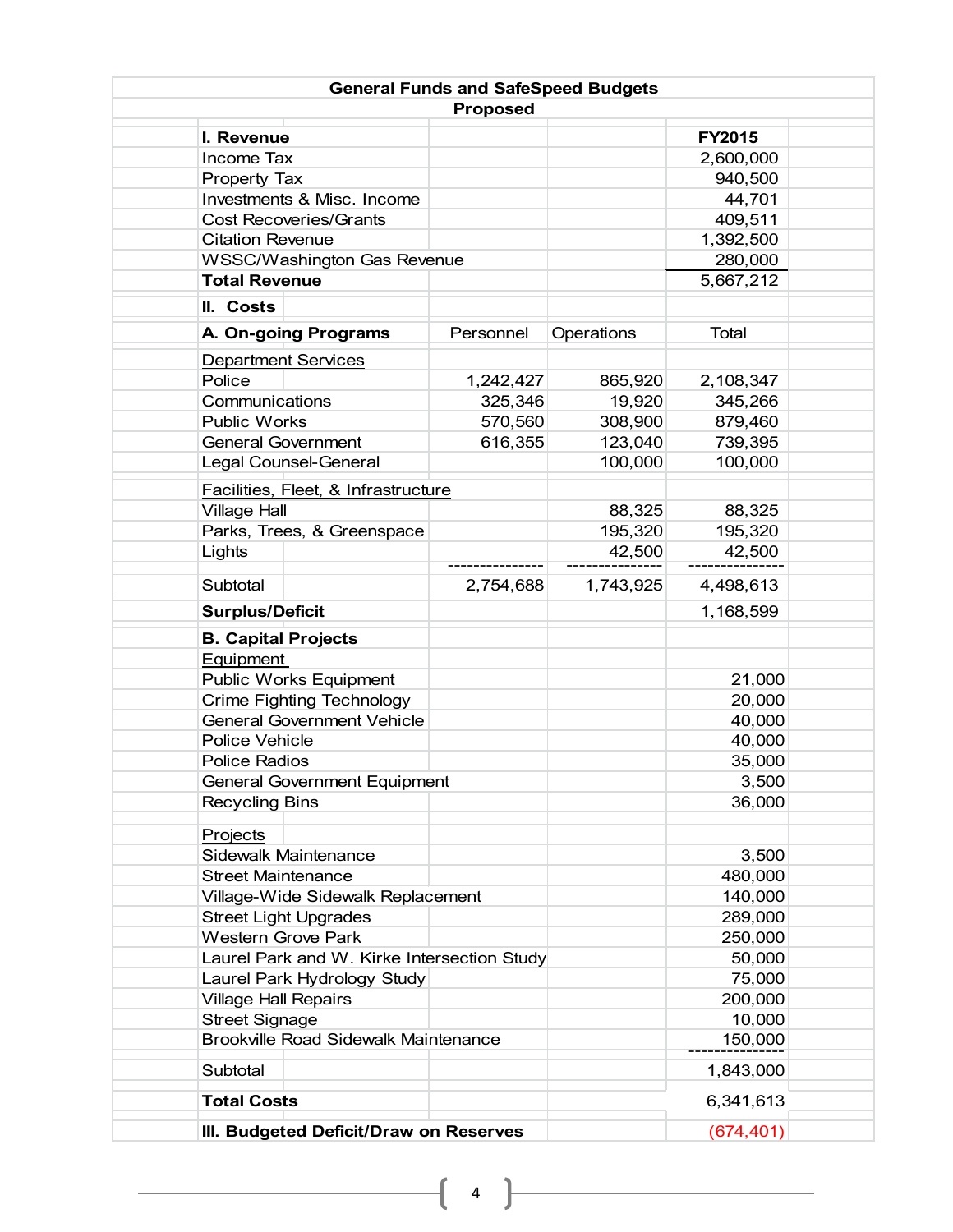## General Funds and SafeSpeed Budgets

**Proposed**

| **I. Revenue** | | | **FY2015** |
|---|---|---|---|
| Income Tax | | | 2,600,000 |
| Property Tax | | | 940,500 |
| Investments & Misc. Income | | | 44,701 |
| Cost Recoveries/Grants | | | 409,511 |
| Citation Revenue | | | 1,392,500 |
| WSSC/Washington Gas Revenue | | | 280,000 |
| **Total Revenue** | | | 5,667,212 |
| **II. Costs** | | | |
| **A. On-going Programs** | Personnel | Operations | Total |
| Department Services | | | |
| Police | 1,242,427 | 865,920 | 2,108,347 |
| Communications | 325,346 | 19,920 | 345,266 |
| Public Works | 570,560 | 308,900 | 879,460 |
| General Government | 616,355 | 123,040 | 739,395 |
| Legal Counsel-General | | 100,000 | 100,000 |
| Facilities, Fleet, & Infrastructure | | | |
| Village Hall | | 88,325 | 88,325 |
| Parks, Trees, & Greenspace | | 195,320 | 195,320 |
| Lights | | 42,500 | 42,500 |
| Subtotal | 2,754,688 | 1,743,925 | 4,498,613 |
| **Surplus/Deficit** | | | 1,168,599 |
| **B. Capital Projects** | | | |
| Equipment | | | |
| Public Works Equipment | | | 21,000 |
| Crime Fighting Technology | | | 20,000 |
| General Government Vehicle | | | 40,000 |
| Police Vehicle | | | 40,000 |
| Police Radios | | | 35,000 |
| General Government Equipment | | | 3,500 |
| Recycling Bins | | | 36,000 |
| Projects | | | |
| Sidewalk Maintenance | | | 3,500 |
| Street Maintenance | | | 480,000 |
| Village-Wide Sidewalk Replacement | | | 140,000 |
| Street Light Upgrades | | | 289,000 |
| Western Grove Park | | | 250,000 |
| Laurel Park and W. Kirke Intersection Study | | | 50,000 |
| Laurel Park Hydrology Study | | | 75,000 |
| Village Hall Repairs | | | 200,000 |
| Street Signage | | | 10,000 |
| Brookville Road Sidewalk Maintenance | | | 150,000 |
| Subtotal | | | 1,843,000 |
| **Total Costs** | | | 6,341,613 |
| **III. Budgeted Deficit/Draw on Reserves** | | | (674,401) |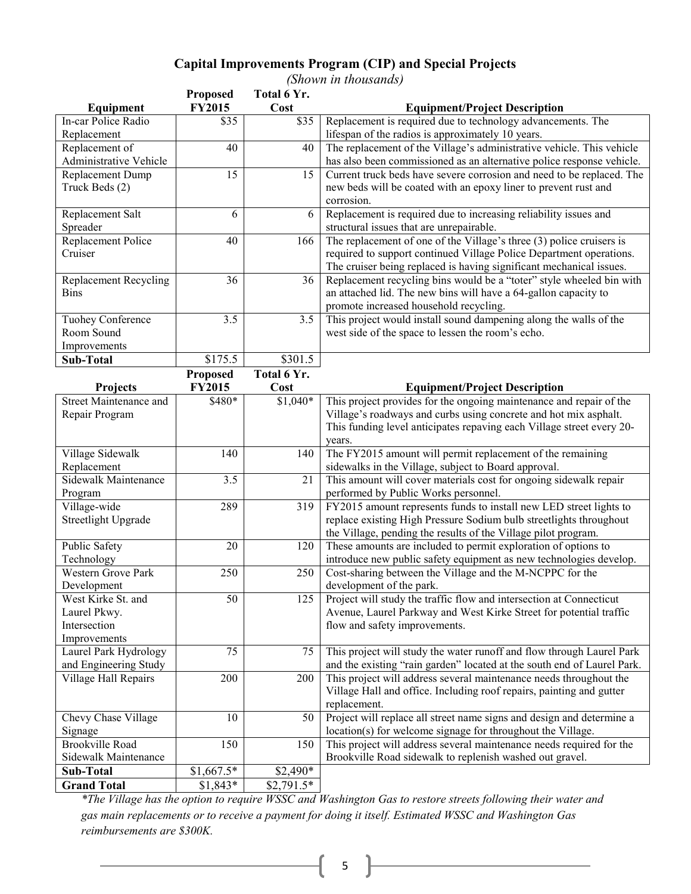## Capital Improvements Program (CIP) and Special Projects

*(Shown in thousands)*

| Equipment | Proposed FY2015 | Total 6 Yr. Cost | Equipment/Project Description |
|---|---|---|---|
| In-car Police Radio Replacement | $35 | $35 | Replacement is required due to technology advancements. The lifespan of the radios is approximately 10 years. |
| Replacement of Administrative Vehicle | 40 | 40 | The replacement of the Village's administrative vehicle. This vehicle has also been commissioned as an alternative police response vehicle. |
| Replacement Dump Truck Beds (2) | 15 | 15 | Current truck beds have severe corrosion and need to be replaced. The new beds will be coated with an epoxy liner to prevent rust and corrosion. |
| Replacement Salt Spreader | 6 | 6 | Replacement is required due to increasing reliability issues and structural issues that are unrepairable. |
| Replacement Police Cruiser | 40 | 166 | The replacement of one of the Village's three (3) police cruisers is required to support continued Village Police Department operations. The cruiser being replaced is having significant mechanical issues. |
| Replacement Recycling Bins | 36 | 36 | Replacement recycling bins would be a "toter" style wheeled bin with an attached lid. The new bins will have a 64-gallon capacity to promote increased household recycling. |
| Tuohey Conference Room Sound Improvements | 3.5 | 3.5 | This project would install sound dampening along the walls of the west side of the space to lessen the room's echo. |
| **Sub-Total** | $175.5 | $301.5 | |

| Projects | Proposed FY2015 | Total 6 Yr. Cost | Equipment/Project Description |
|---|---|---|---|
| Street Maintenance and Repair Program | $480* | $1,040* | This project provides for the ongoing maintenance and repair of the Village's roadways and curbs using concrete and hot mix asphalt. This funding level anticipates repaving each Village street every 20-years. |
| Village Sidewalk Replacement | 140 | 140 | The FY2015 amount will permit replacement of the remaining sidewalks in the Village, subject to Board approval. |
| Sidewalk Maintenance Program | 3.5 | 21 | This amount will cover materials cost for ongoing sidewalk repair performed by Public Works personnel. |
| Village-wide Streetlight Upgrade | 289 | 319 | FY2015 amount represents funds to install new LED street lights to replace existing High Pressure Sodium bulb streetlights throughout the Village, pending the results of the Village pilot program. |
| Public Safety Technology | 20 | 120 | These amounts are included to permit exploration of options to introduce new public safety equipment as new technologies develop. |
| Western Grove Park Development | 250 | 250 | Cost-sharing between the Village and the M-NCPPC for the development of the park. |
| West Kirke St. and Laurel Pkwy. Intersection Improvements | 50 | 125 | Project will study the traffic flow and intersection at Connecticut Avenue, Laurel Parkway and West Kirke Street for potential traffic flow and safety improvements. |
| Laurel Park Hydrology and Engineering Study | 75 | 75 | This project will study the water runoff and flow through Laurel Park and the existing "rain garden" located at the south end of Laurel Park. |
| Village Hall Repairs | 200 | 200 | This project will address several maintenance needs throughout the Village Hall and office. Including roof repairs, painting and gutter replacement. |
| Chevy Chase Village Signage | 10 | 50 | Project will replace all street name signs and design and determine a location(s) for welcome signage for throughout the Village. |
| Brookville Road Sidewalk Maintenance | 150 | 150 | This project will address several maintenance needs required for the Brookville Road sidewalk to replenish washed out gravel. |
| **Sub-Total** | $1,667.5* | $2,490* | |
| **Grand Total** | $1,843* | $2,791.5* | |

*\*The Village has the option to require WSSC and Washington Gas to restore streets following their water and gas main replacements or to receive a payment for doing it itself. Estimated WSSC and Washington Gas reimbursements are $300K.*